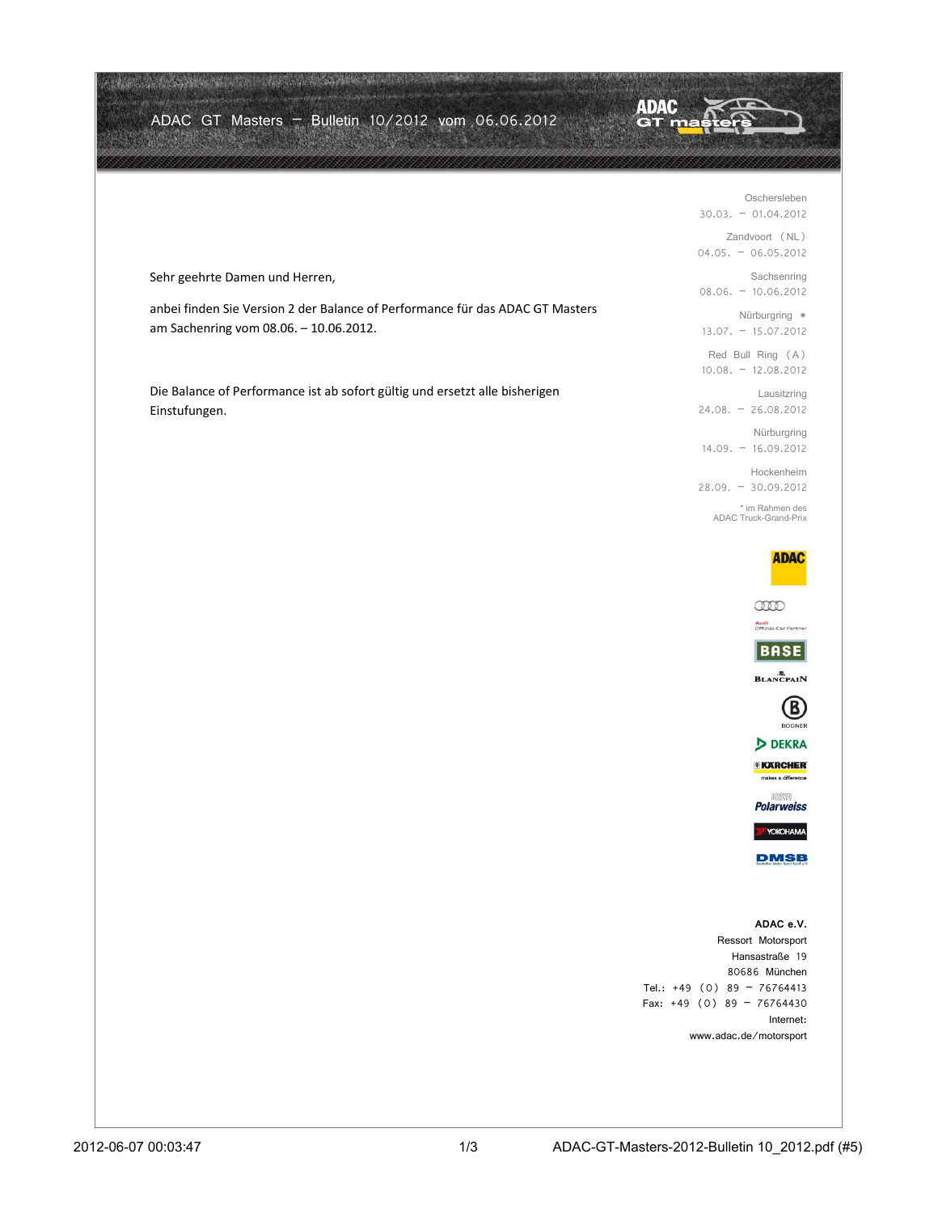# ADAC GT Masters – Bulletin 10/2012 vom 06.06.2012

Sehr geehrte Damen und Herren,

anbei finden Sie Version 2 der Balance of Performance für das ADAC GT Masters am Sachenring vom 08.06. – 10.06.2012.

Die Balance of Performance ist ab sofort gültig und ersetzt alle bisherigen Einstufungen.

Oschersleben
30.03. – 01.04.2012

Zandvoort (NL)
04.05. – 06.05.2012

Sachsenring
08.06. – 10.06.2012

Nürburgring *
13.07. – 15.07.2012

Red Bull Ring (A)
10.08. – 12.08.2012

Lausitzring
24.08. – 26.08.2012

Nürburgring
14.09. – 16.09.2012

Hockenheim
28.09. – 30.09.2012

* im Rahmen des ADAC Truck-Grand-Prix

ADAC e.V.
Ressort Motorsport
Hansastraße 19
80686 München
Tel.: +49 (0) 89 – 76764413
Fax: +49 (0) 89 – 76764430
Internet:
www.adac.de/motorsport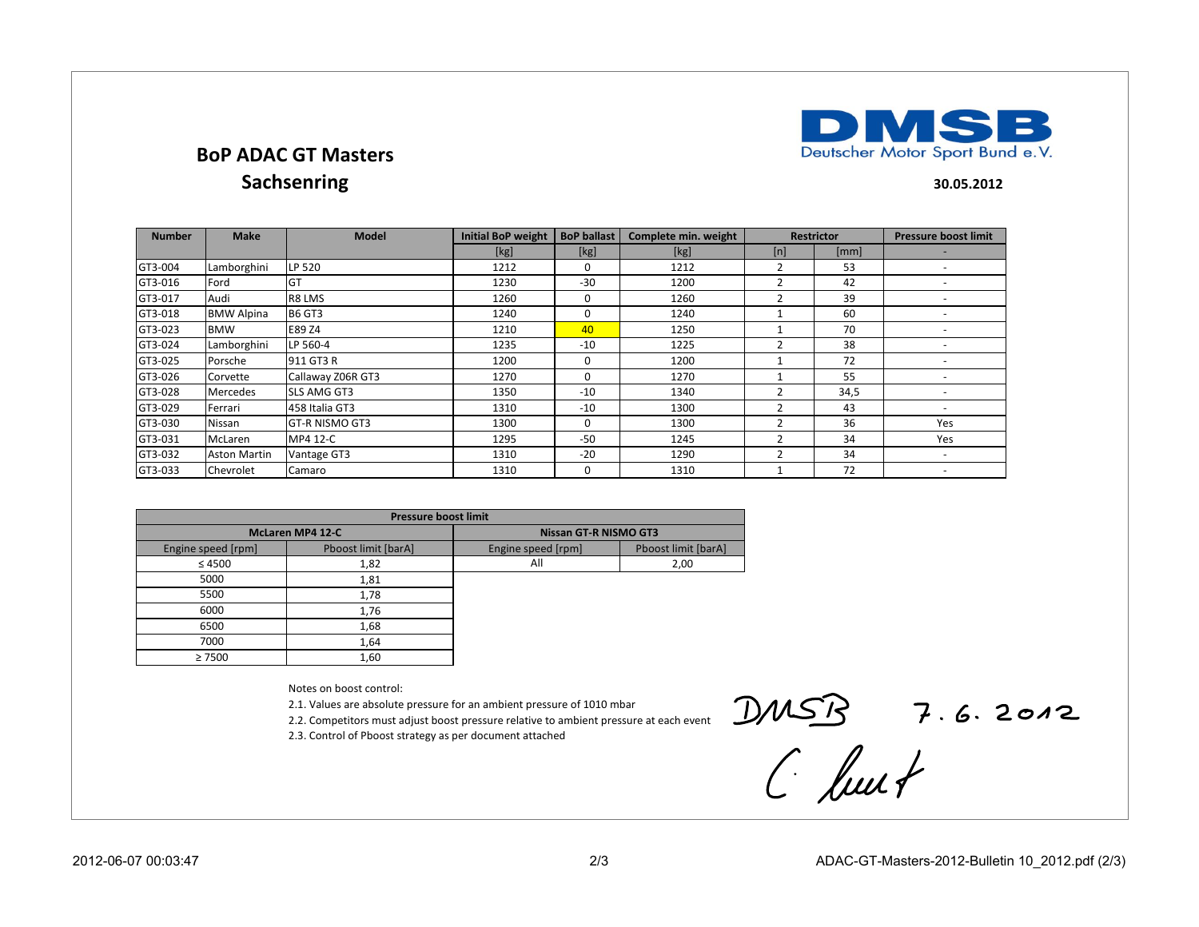# BoP ADAC GT Masters
## Sachsenring

DMSB Deutscher Motor Sport Bund e.V.

**30.05.2012**

| Number | Make | Model | Initial BoP weight | BoP ballast | Complete min. weight | Restrictor | | Pressure boost limit |
|---|---|---|---|---|---|---|---|---|
| | | | [kg] | [kg] | [kg] | [n] | [mm] | - |
| GT3-004 | Lamborghini | LP 520 | 1212 | 0 | 1212 | 2 | 53 | - |
| GT3-016 | Ford | GT | 1230 | -30 | 1200 | 2 | 42 | - |
| GT3-017 | Audi | R8 LMS | 1260 | 0 | 1260 | 2 | 39 | - |
| GT3-018 | BMW Alpina | B6 GT3 | 1240 | 0 | 1240 | 1 | 60 | - |
| GT3-023 | BMW | E89 Z4 | 1210 | 40 | 1250 | 1 | 70 | - |
| GT3-024 | Lamborghini | LP 560-4 | 1235 | -10 | 1225 | 2 | 38 | - |
| GT3-025 | Porsche | 911 GT3 R | 1200 | 0 | 1200 | 1 | 72 | - |
| GT3-026 | Corvette | Callaway Z06R GT3 | 1270 | 0 | 1270 | 1 | 55 | - |
| GT3-028 | Mercedes | SLS AMG GT3 | 1350 | -10 | 1340 | 2 | 34,5 | - |
| GT3-029 | Ferrari | 458 Italia GT3 | 1310 | -10 | 1300 | 2 | 43 | - |
| GT3-030 | Nissan | GT-R NISMO GT3 | 1300 | 0 | 1300 | 2 | 36 | Yes |
| GT3-031 | McLaren | MP4 12-C | 1295 | -50 | 1245 | 2 | 34 | Yes |
| GT3-032 | Aston Martin | Vantage GT3 | 1310 | -20 | 1290 | 2 | 34 | - |
| GT3-033 | Chevrolet | Camaro | 1310 | 0 | 1310 | 1 | 72 | - |

| Pressure boost limit | | | |
|---|---|---|---|
| McLaren MP4 12-C | | Nissan GT-R NISMO GT3 | |
| Engine speed [rpm] | Pboost limit [barA] | Engine speed [rpm] | Pboost limit [barA] |
| ≤ 4500 | 1,82 | All | 2,00 |
| 5000 | 1,81 | | |
| 5500 | 1,78 | | |
| 6000 | 1,76 | | |
| 6500 | 1,68 | | |
| 7000 | 1,64 | | |
| ≥ 7500 | 1,60 | | |

Notes on boost control:

2.1. Values are absolute pressure for an ambient pressure of 1010 mbar

2.2. Competitors must adjust boost pressure relative to ambient pressure at each event

2.3. Control of Pboost strategy as per document attached

DMSB 7.6.2012

C. Lurt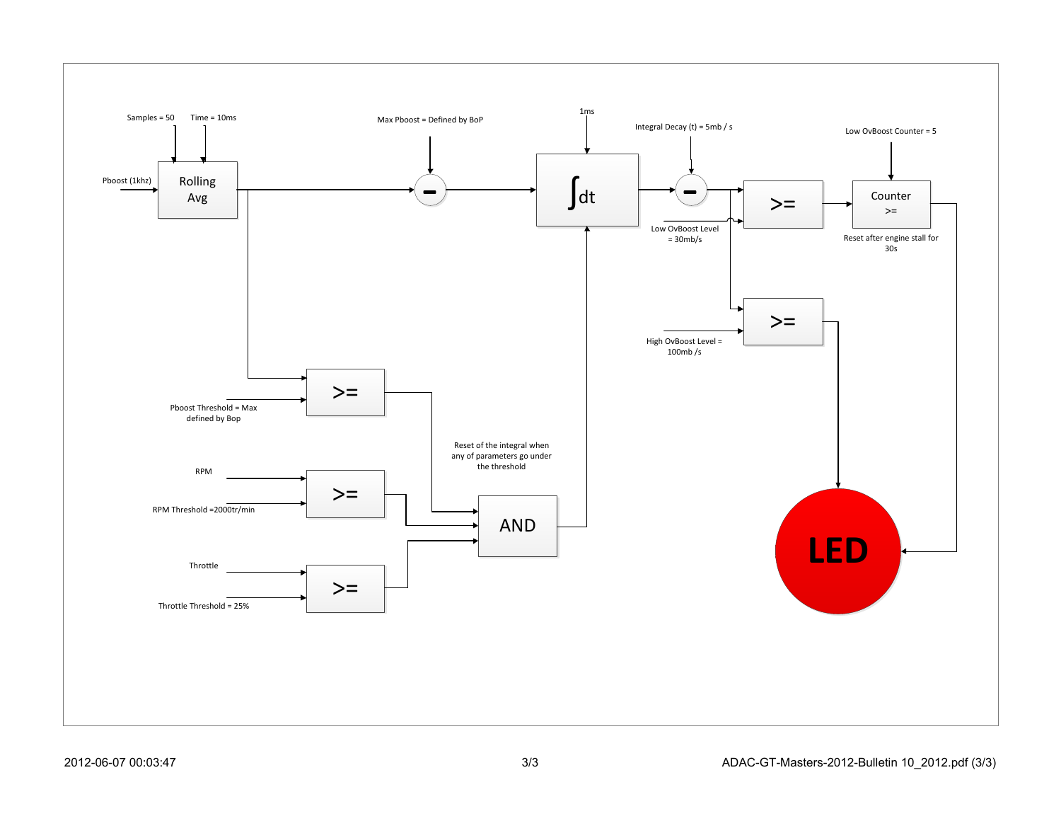Samples = 50

Time = 10ms

Pboost (1khz)

Rolling Avg

Max Pboost = Defined by BoP

1ms

$\int dt$

Integral Decay (t) = 5mb / s

Low OvBoost Counter = 5

>=

Counter >=

Reset after engine stall for 30s

Low OvBoost Level = 30mb/s

>=

High OvBoost Level = 100mb /s

>=

Pboost Threshold = Max defined by Bop

Reset of the integral when any of parameters go under the threshold

RPM

>=

RPM Threshold =2000tr/min

AND

Throttle

>=

Throttle Threshold = 25%

LED